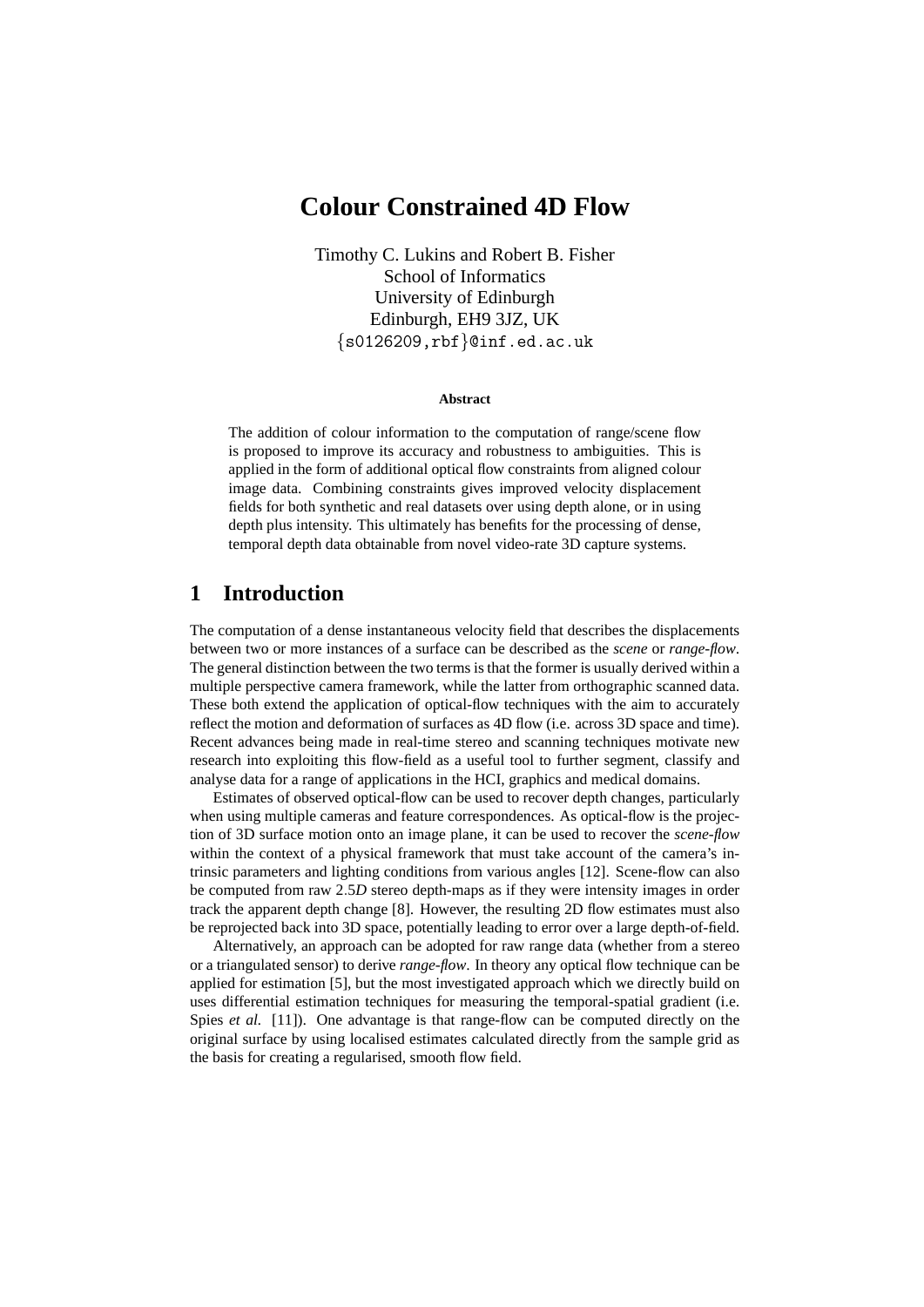# Colour Constrained 4D Flow

Timothy C. Lukins and Robert B. Fisher
School of Informatics
University of Edinburgh
Edinburgh, EH9 3JZ, UK
{s0126209,rbf}@inf.ed.ac.uk

**Abstract**

The addition of colour information to the computation of range/scene flow is proposed to improve its accuracy and robustness to ambiguities. This is applied in the form of additional optical flow constraints from aligned colour image data. Combining constraints gives improved velocity displacement fields for both synthetic and real datasets over using depth alone, or in using depth plus intensity. This ultimately has benefits for the processing of dense, temporal depth data obtainable from novel video-rate 3D capture systems.

## 1 Introduction

The computation of a dense instantaneous velocity field that describes the displacements between two or more instances of a surface can be described as the *scene* or *range-flow*. The general distinction between the two terms is that the former is usually derived within a multiple perspective camera framework, while the latter from orthographic scanned data. These both extend the application of optical-flow techniques with the aim to accurately reflect the motion and deformation of surfaces as 4D flow (i.e. across 3D space and time). Recent advances being made in real-time stereo and scanning techniques motivate new research into exploiting this flow-field as a useful tool to further segment, classify and analyse data for a range of applications in the HCI, graphics and medical domains.

Estimates of observed optical-flow can be used to recover depth changes, particularly when using multiple cameras and feature correspondences. As optical-flow is the projection of 3D surface motion onto an image plane, it can be used to recover the *scene-flow* within the context of a physical framework that must take account of the camera's intrinsic parameters and lighting conditions from various angles [12]. Scene-flow can also be computed from raw $2.5D$ stereo depth-maps as if they were intensity images in order track the apparent depth change [8]. However, the resulting 2D flow estimates must also be reprojected back into 3D space, potentially leading to error over a large depth-of-field.

Alternatively, an approach can be adopted for raw range data (whether from a stereo or a triangulated sensor) to derive *range-flow*. In theory any optical flow technique can be applied for estimation [5], but the most investigated approach which we directly build on uses differential estimation techniques for measuring the temporal-spatial gradient (i.e. Spies *et al.* [11]). One advantage is that range-flow can be computed directly on the original surface by using localised estimates calculated directly from the sample grid as the basis for creating a regularised, smooth flow field.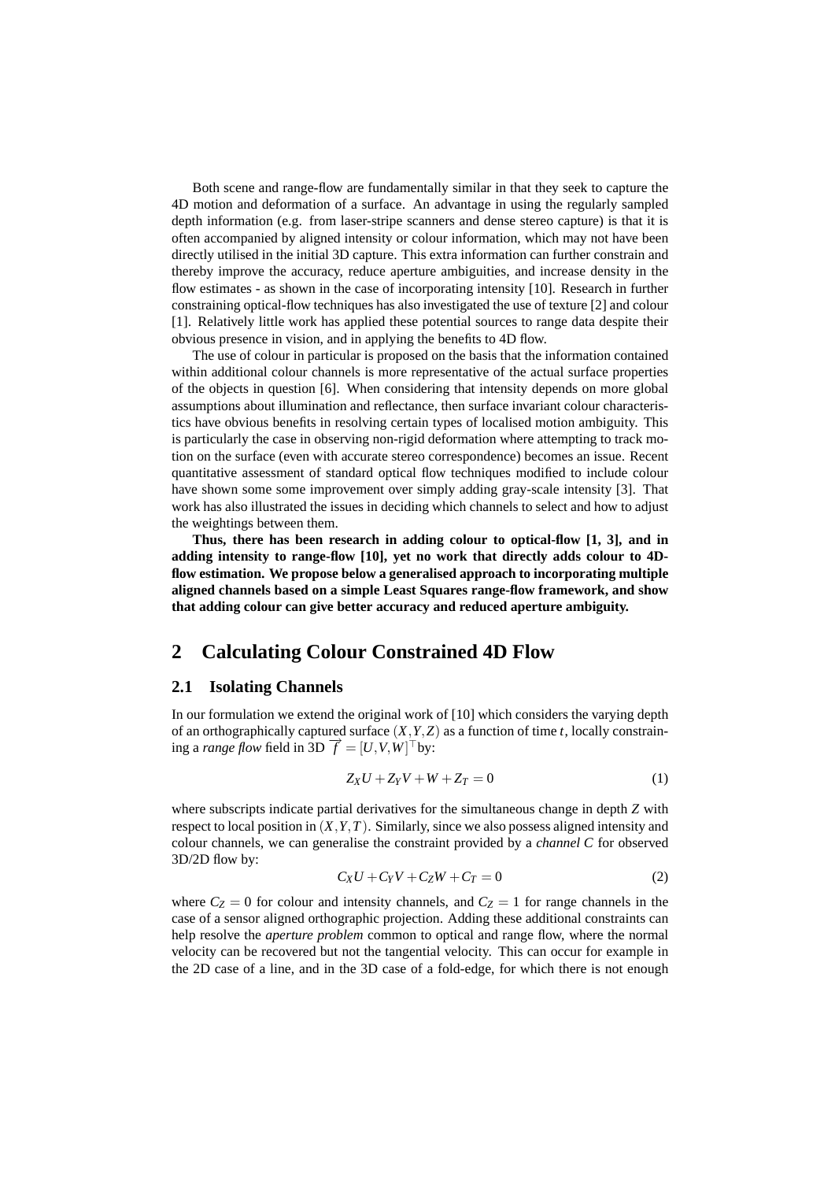Both scene and range-flow are fundamentally similar in that they seek to capture the 4D motion and deformation of a surface. An advantage in using the regularly sampled depth information (e.g. from laser-stripe scanners and dense stereo capture) is that it is often accompanied by aligned intensity or colour information, which may not have been directly utilised in the initial 3D capture. This extra information can further constrain and thereby improve the accuracy, reduce aperture ambiguities, and increase density in the flow estimates - as shown in the case of incorporating intensity [10]. Research in further constraining optical-flow techniques has also investigated the use of texture [2] and colour [1]. Relatively little work has applied these potential sources to range data despite their obvious presence in vision, and in applying the benefits to 4D flow.

The use of colour in particular is proposed on the basis that the information contained within additional colour channels is more representative of the actual surface properties of the objects in question [6]. When considering that intensity depends on more global assumptions about illumination and reflectance, then surface invariant colour characteristics have obvious benefits in resolving certain types of localised motion ambiguity. This is particularly the case in observing non-rigid deformation where attempting to track motion on the surface (even with accurate stereo correspondence) becomes an issue. Recent quantitative assessment of standard optical flow techniques modified to include colour have shown some some improvement over simply adding gray-scale intensity [3]. That work has also illustrated the issues in deciding which channels to select and how to adjust the weightings between them.

**Thus, there has been research in adding colour to optical-flow [1, 3], and in adding intensity to range-flow [10], yet no work that directly adds colour to 4D-flow estimation. We propose below a generalised approach to incorporating multiple aligned channels based on a simple Least Squares range-flow framework, and show that adding colour can give better accuracy and reduced aperture ambiguity.**

## 2 Calculating Colour Constrained 4D Flow

### 2.1 Isolating Channels

In our formulation we extend the original work of [10] which considers the varying depth of an orthographically captured surface $(X,Y,Z)$ as a function of time $t$, locally constraining a *range flow* field in 3D $\overrightarrow{f} = [U,V,W]^\top$ by:

$$Z_X U + Z_Y V + W + Z_T = 0 \tag{1}$$

where subscripts indicate partial derivatives for the simultaneous change in depth $Z$ with respect to local position in $(X,Y,T)$. Similarly, since we also possess aligned intensity and colour channels, we can generalise the constraint provided by a *channel C* for observed 3D/2D flow by:

$$C_X U + C_Y V + C_Z W + C_T = 0 \tag{2}$$

where $C_Z = 0$ for colour and intensity channels, and $C_Z = 1$ for range channels in the case of a sensor aligned orthographic projection. Adding these additional constraints can help resolve the *aperture problem* common to optical and range flow, where the normal velocity can be recovered but not the tangential velocity. This can occur for example in the 2D case of a line, and in the 3D case of a fold-edge, for which there is not enough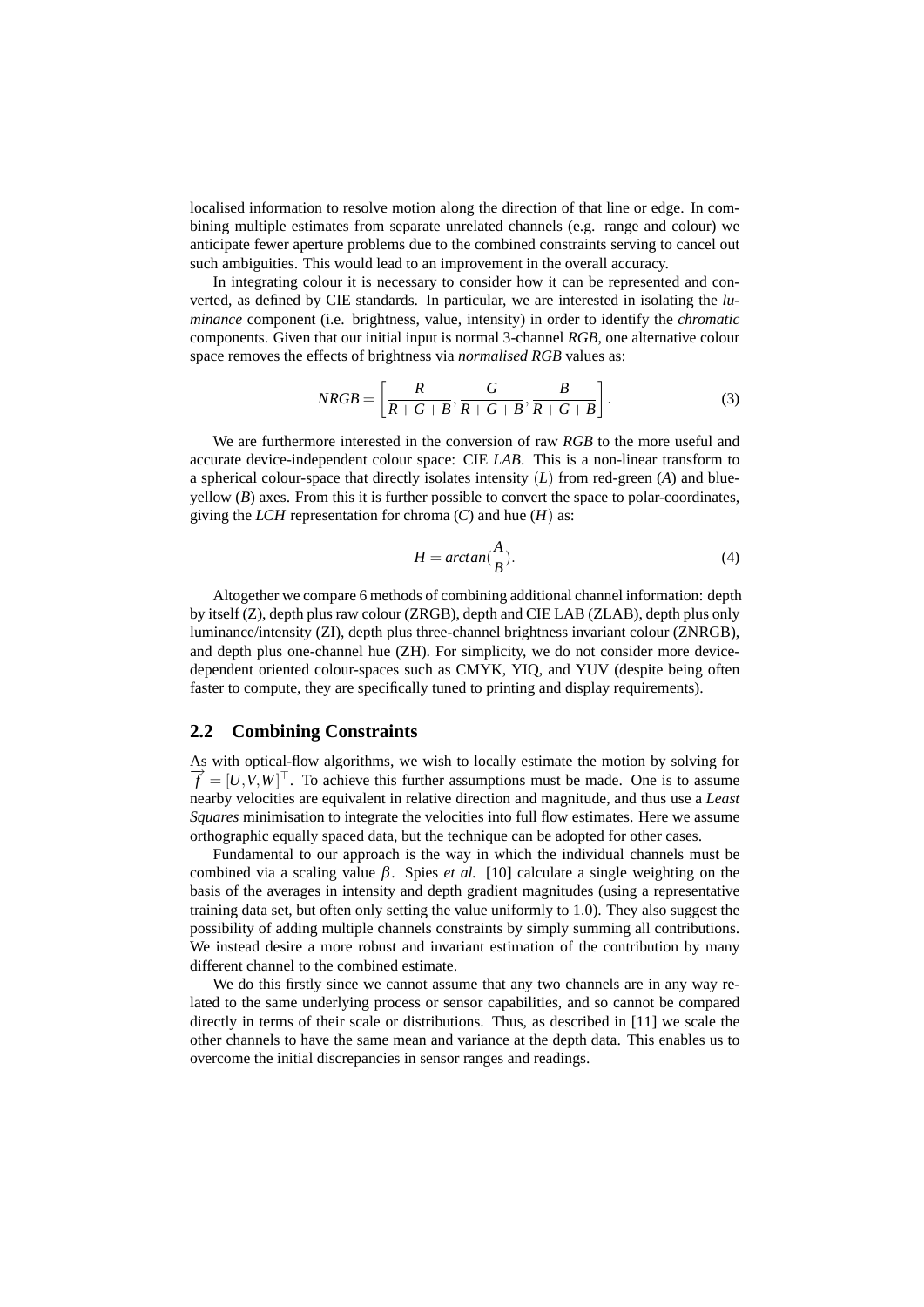localised information to resolve motion along the direction of that line or edge. In combining multiple estimates from separate unrelated channels (e.g. range and colour) we anticipate fewer aperture problems due to the combined constraints serving to cancel out such ambiguities. This would lead to an improvement in the overall accuracy.

In integrating colour it is necessary to consider how it can be represented and converted, as defined by CIE standards. In particular, we are interested in isolating the *luminance* component (i.e. brightness, value, intensity) in order to identify the *chromatic* components. Given that our initial input is normal 3-channel *RGB*, one alternative colour space removes the effects of brightness via *normalised RGB* values as:

$$NRGB = \left[ \frac{R}{R+G+B}, \frac{G}{R+G+B}, \frac{B}{R+G+B} \right]. \tag{3}$$

We are furthermore interested in the conversion of raw *RGB* to the more useful and accurate device-independent colour space: CIE *LAB*. This is a non-linear transform to a spherical colour-space that directly isolates intensity $(L)$ from red-green ($A$) and blue-yellow ($B$) axes. From this it is further possible to convert the space to polar-coordinates, giving the *LCH* representation for chroma ($C$) and hue $(H)$ as:

$$H = arctan(\frac{A}{B}). \tag{4}$$

Altogether we compare 6 methods of combining additional channel information: depth by itself (Z), depth plus raw colour (ZRGB), depth and CIE LAB (ZLAB), depth plus only luminance/intensity (ZI), depth plus three-channel brightness invariant colour (ZNRGB), and depth plus one-channel hue (ZH). For simplicity, we do not consider more device-dependent oriented colour-spaces such as CMYK, YIQ, and YUV (despite being often faster to compute, they are specifically tuned to printing and display requirements).

## 2.2 Combining Constraints

As with optical-flow algorithms, we wish to locally estimate the motion by solving for $\overrightarrow{f} = [U,V,W]^{\top}$. To achieve this further assumptions must be made. One is to assume nearby velocities are equivalent in relative direction and magnitude, and thus use a *Least Squares* minimisation to integrate the velocities into full flow estimates. Here we assume orthographic equally spaced data, but the technique can be adopted for other cases.

Fundamental to our approach is the way in which the individual channels must be combined via a scaling value $\beta$. Spies *et al.* [10] calculate a single weighting on the basis of the averages in intensity and depth gradient magnitudes (using a representative training data set, but often only setting the value uniformly to 1.0). They also suggest the possibility of adding multiple channels constraints by simply summing all contributions. We instead desire a more robust and invariant estimation of the contribution by many different channel to the combined estimate.

We do this firstly since we cannot assume that any two channels are in any way related to the same underlying process or sensor capabilities, and so cannot be compared directly in terms of their scale or distributions. Thus, as described in [11] we scale the other channels to have the same mean and variance at the depth data. This enables us to overcome the initial discrepancies in sensor ranges and readings.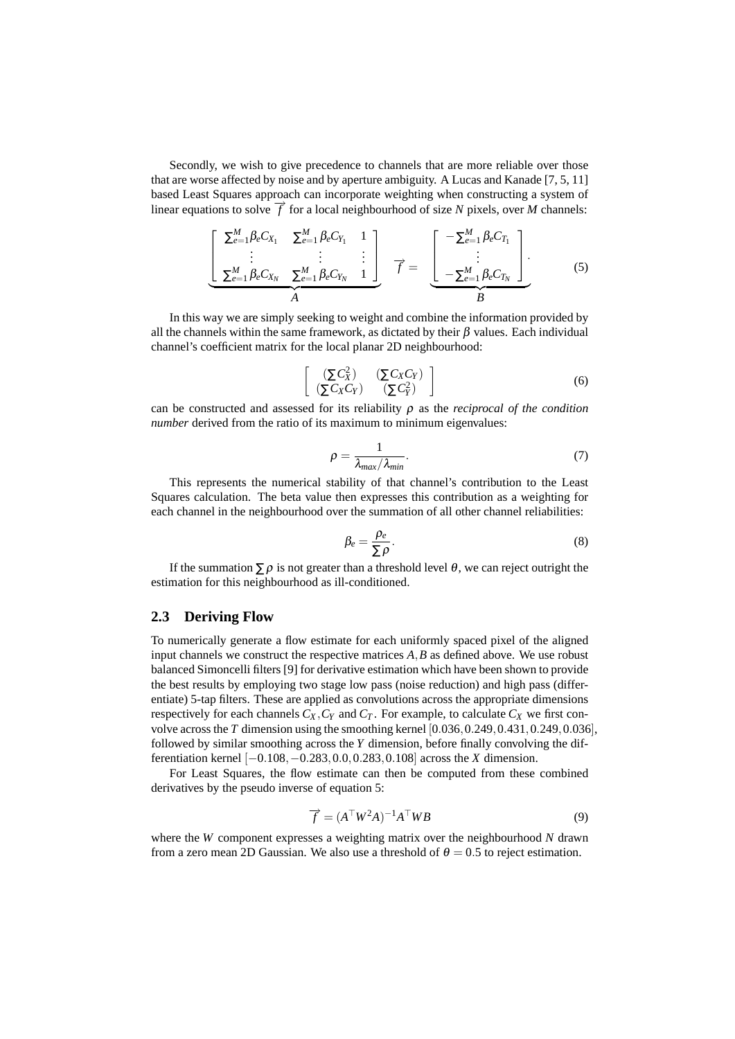Secondly, we wish to give precedence to channels that are more reliable over those that are worse affected by noise and by aperture ambiguity. A Lucas and Kanade [7, 5, 11] based Least Squares approach can incorporate weighting when constructing a system of linear equations to solve $\overrightarrow{f}$ for a local neighbourhood of size $N$ pixels, over $M$ channels:

$$\underbrace{\begin{bmatrix} \sum_{e=1}^{M} \beta_e C_{X_1} & \sum_{e=1}^{M} \beta_e C_{Y_1} & 1 \\ \vdots & \vdots & \vdots \\ \sum_{e=1}^{M} \beta_e C_{X_N} & \sum_{e=1}^{M} \beta_e C_{Y_N} & 1 \end{bmatrix}}_{A} \overrightarrow{f} = \underbrace{\begin{bmatrix} -\sum_{e=1}^{M} \beta_e C_{T_1} \\ \vdots \\ -\sum_{e=1}^{M} \beta_e C_{T_N} \end{bmatrix}}_{B}. \tag{5}$$

In this way we are simply seeking to weight and combine the information provided by all the channels within the same framework, as dictated by their $\beta$ values. Each individual channel's coefficient matrix for the local planar 2D neighbourhood:

$$\begin{bmatrix} (\sum C_X^2) & (\sum C_X C_Y) \\ (\sum C_X C_Y) & (\sum C_Y^2) \end{bmatrix} \tag{6}$$

can be constructed and assessed for its reliability $\rho$ as the *reciprocal of the condition number* derived from the ratio of its maximum to minimum eigenvalues:

$$\rho = \frac{1}{\lambda_{max}/\lambda_{min}}. \tag{7}$$

This represents the numerical stability of that channel's contribution to the Least Squares calculation. The beta value then expresses this contribution as a weighting for each channel in the neighbourhood over the summation of all other channel reliabilities:

$$\beta_e = \frac{\rho_e}{\sum \rho}. \tag{8}$$

If the summation $\sum \rho$ is not greater than a threshold level $\theta$, we can reject outright the estimation for this neighbourhood as ill-conditioned.

## 2.3 Deriving Flow

To numerically generate a flow estimate for each uniformly spaced pixel of the aligned input channels we construct the respective matrices $A, B$ as defined above. We use robust balanced Simoncelli filters [9] for derivative estimation which have been shown to provide the best results by employing two stage low pass (noise reduction) and high pass (differentiate) 5-tap filters. These are applied as convolutions across the appropriate dimensions respectively for each channels $C_X, C_Y$ and $C_T$. For example, to calculate $C_X$ we first convolve across the $T$ dimension using the smoothing kernel $[0.036, 0.249, 0.431, 0.249, 0.036]$, followed by similar smoothing across the $Y$ dimension, before finally convolving the differentiation kernel $[-0.108, -0.283, 0.0, 0.283, 0.108]$ across the $X$ dimension.

For Least Squares, the flow estimate can then be computed from these combined derivatives by the pseudo inverse of equation 5:

$$\overrightarrow{f} = (A^{\top} W^2 A)^{-1} A^{\top} W B \tag{9}$$

where the $W$ component expresses a weighting matrix over the neighbourhood $N$ drawn from a zero mean 2D Gaussian. We also use a threshold of $\theta = 0.5$ to reject estimation.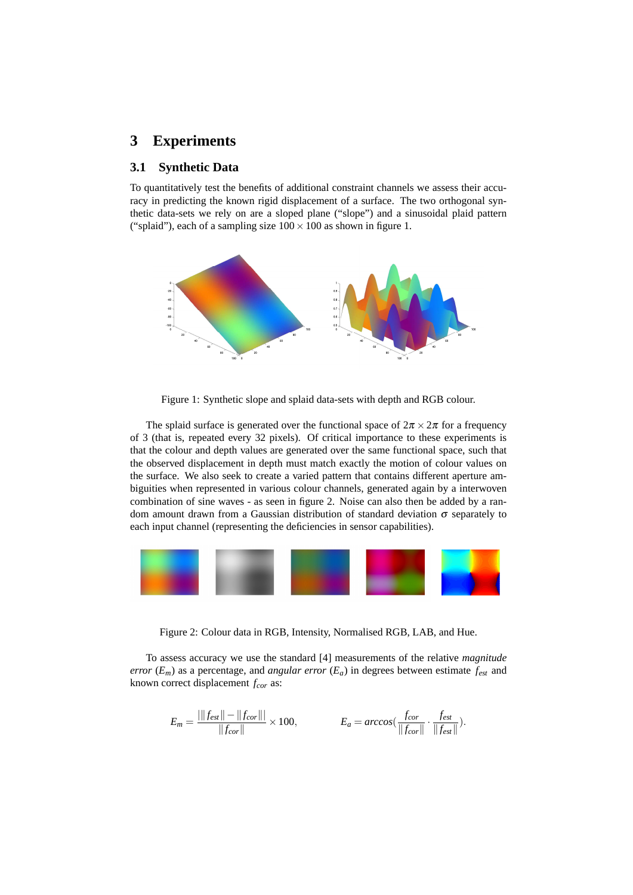# 3 Experiments

## 3.1 Synthetic Data

To quantitatively test the benefits of additional constraint channels we assess their accuracy in predicting the known rigid displacement of a surface. The two orthogonal synthetic data-sets we rely on are a sloped plane ("slope") and a sinusoidal plaid pattern ("splaid"), each of a sampling size $100 \times 100$ as shown in figure 1.

Figure 1: Synthetic slope and splaid data-sets with depth and RGB colour.

The splaid surface is generated over the functional space of $2\pi \times 2\pi$ for a frequency of 3 (that is, repeated every 32 pixels). Of critical importance to these experiments is that the colour and depth values are generated over the same functional space, such that the observed displacement in depth must match exactly the motion of colour values on the surface. We also seek to create a varied pattern that contains different aperture ambiguities when represented in various colour channels, generated again by a interwoven combination of sine waves - as seen in figure 2. Noise can also then be added by a random amount drawn from a Gaussian distribution of standard deviation $\sigma$ separately to each input channel (representing the deficiencies in sensor capabilities).

Figure 2: Colour data in RGB, Intensity, Normalised RGB, LAB, and Hue.

To assess accuracy we use the standard [4] measurements of the relative *magnitude error* ($E_m$) as a percentage, and *angular error* ($E_a$) in degrees between estimate $f_{est}$ and known correct displacement $f_{cor}$ as:

$$E_m = \frac{|\|f_{est}\| - \|f_{cor}\||}{\|f_{cor}\|} \times 100, \qquad E_a = arccos\left(\frac{f_{cor}}{\|f_{cor}\|} \cdot \frac{f_{est}}{\|f_{est}\|}\right).$$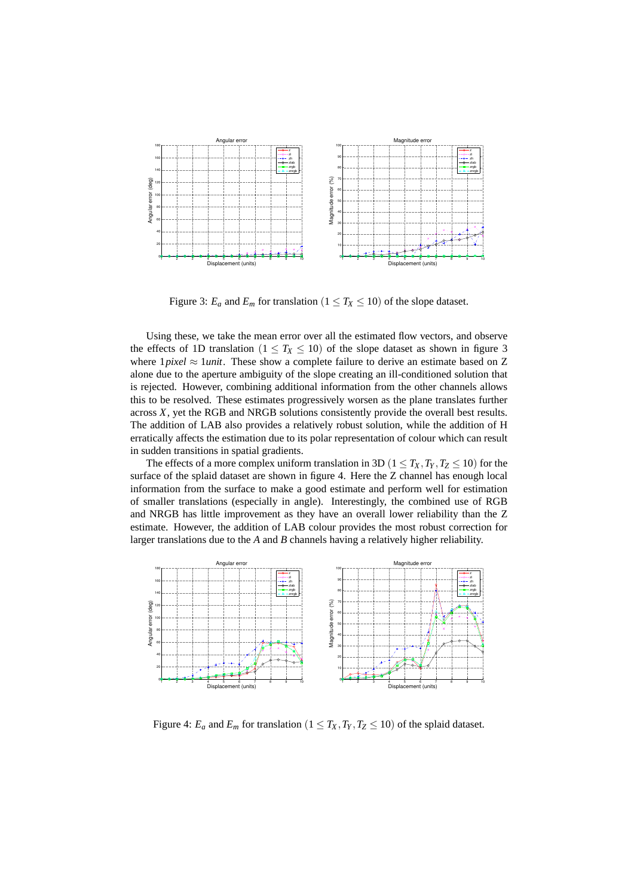Figure 3: $E_a$ and $E_m$ for translation $(1 \leq T_X \leq 10)$ of the slope dataset.

Using these, we take the mean error over all the estimated flow vectors, and observe the effects of 1D translation $(1 \leq T_X \leq 10)$ of the slope dataset as shown in figure 3 where $1pixel \approx 1unit$. These show a complete failure to derive an estimate based on Z alone due to the aperture ambiguity of the slope creating an ill-conditioned solution that is rejected. However, combining additional information from the other channels allows this to be resolved. These estimates progressively worsen as the plane translates further across $X$, yet the RGB and NRGB solutions consistently provide the overall best results. The addition of LAB also provides a relatively robust solution, while the addition of H erratically affects the estimation due to its polar representation of colour which can result in sudden transitions in spatial gradients.

The effects of a more complex uniform translation in 3D $(1 \leq T_X, T_Y, T_Z \leq 10)$ for the surface of the splaid dataset are shown in figure 4. Here the Z channel has enough local information from the surface to make a good estimate and perform well for estimation of smaller translations (especially in angle). Interestingly, the combined use of RGB and NRGB has little improvement as they have an overall lower reliability than the Z estimate. However, the addition of LAB colour provides the most robust correction for larger translations due to the *A* and *B* channels having a relatively higher reliability.

Figure 4: $E_a$ and $E_m$ for translation $(1 \leq T_X, T_Y, T_Z \leq 10)$ of the splaid dataset.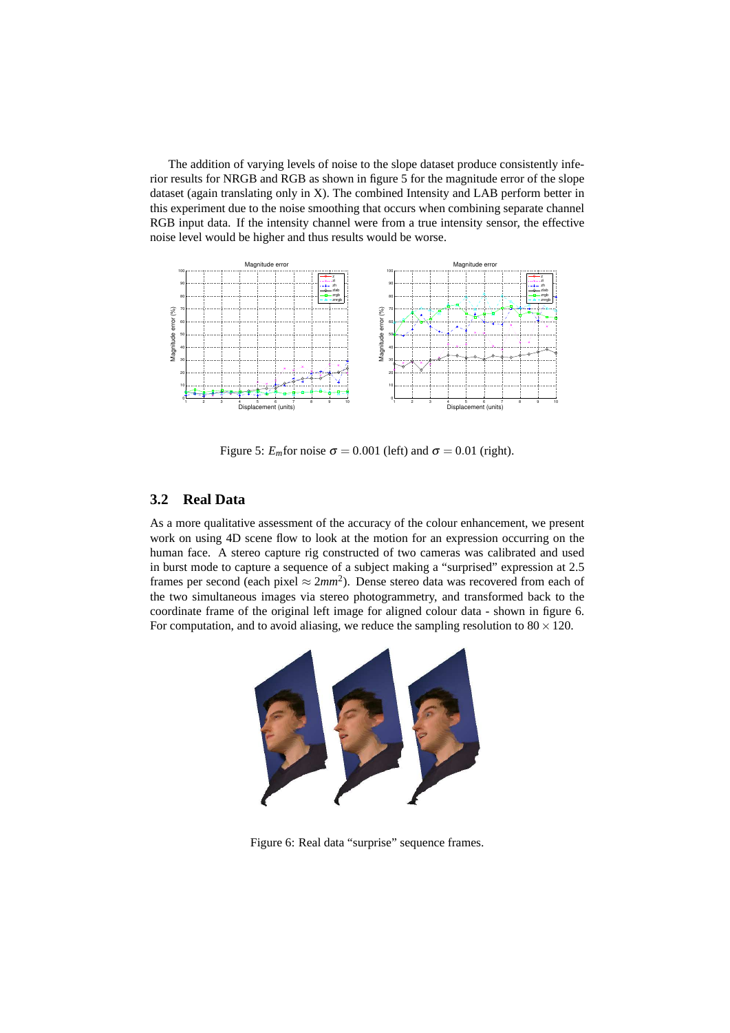The addition of varying levels of noise to the slope dataset produce consistently inferior results for NRGB and RGB as shown in figure 5 for the magnitude error of the slope dataset (again translating only in X). The combined Intensity and LAB perform better in this experiment due to the noise smoothing that occurs when combining separate channel RGB input data. If the intensity channel were from a true intensity sensor, the effective noise level would be higher and thus results would be worse.

Figure 5: $E_m$for noise $\sigma = 0.001$ (left) and $\sigma = 0.01$ (right).

## 3.2 Real Data

As a more qualitative assessment of the accuracy of the colour enhancement, we present work on using 4D scene flow to look at the motion for an expression occurring on the human face. A stereo capture rig constructed of two cameras was calibrated and used in burst mode to capture a sequence of a subject making a "surprised" expression at 2.5 frames per second (each pixel $\approx 2mm^2$). Dense stereo data was recovered from each of the two simultaneous images via stereo photogrammetry, and transformed back to the coordinate frame of the original left image for aligned colour data - shown in figure 6. For computation, and to avoid aliasing, we reduce the sampling resolution to $80 \times 120$.

Figure 6: Real data "surprise" sequence frames.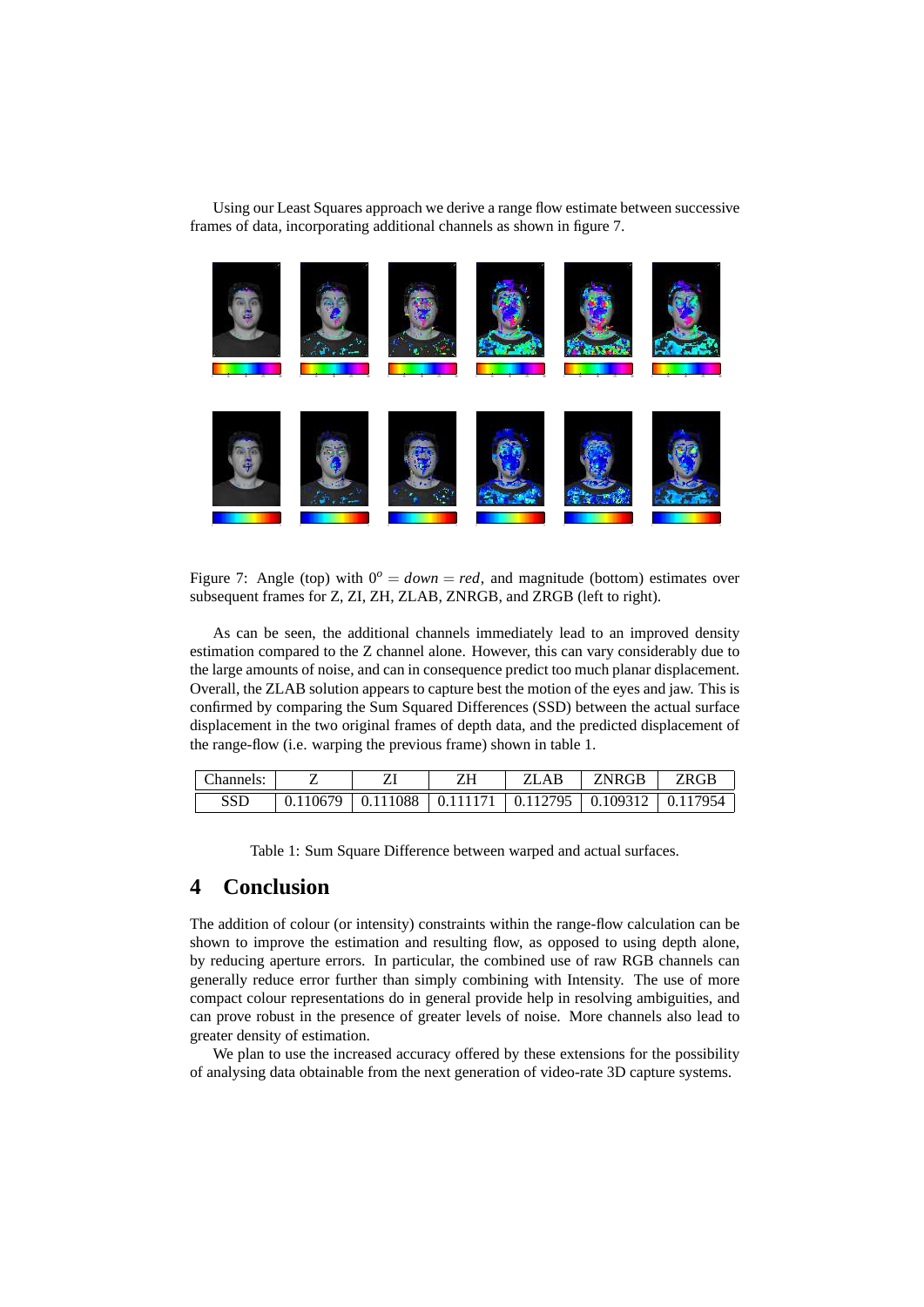Using our Least Squares approach we derive a range flow estimate between successive frames of data, incorporating additional channels as shown in figure 7.

Figure 7: Angle (top) with $0^o = down = red$, and magnitude (bottom) estimates over subsequent frames for Z, ZI, ZH, ZLAB, ZNRGB, and ZRGB (left to right).

As can be seen, the additional channels immediately lead to an improved density estimation compared to the Z channel alone. However, this can vary considerably due to the large amounts of noise, and can in consequence predict too much planar displacement. Overall, the ZLAB solution appears to capture best the motion of the eyes and jaw. This is confirmed by comparing the Sum Squared Differences (SSD) between the actual surface displacement in the two original frames of depth data, and the predicted displacement of the range-flow (i.e. warping the previous frame) shown in table 1.

| Channels: | Z | ZI | ZH | ZLAB | ZNRGB | ZRGB |
|---|---|---|---|---|---|---|
| SSD | 0.110679 | 0.111088 | 0.111171 | 0.112795 | 0.109312 | 0.117954 |

Table 1: Sum Square Difference between warped and actual surfaces.

## 4 Conclusion

The addition of colour (or intensity) constraints within the range-flow calculation can be shown to improve the estimation and resulting flow, as opposed to using depth alone, by reducing aperture errors. In particular, the combined use of raw RGB channels can generally reduce error further than simply combining with Intensity. The use of more compact colour representations do in general provide help in resolving ambiguities, and can prove robust in the presence of greater levels of noise. More channels also lead to greater density of estimation.

We plan to use the increased accuracy offered by these extensions for the possibility of analysing data obtainable from the next generation of video-rate 3D capture systems.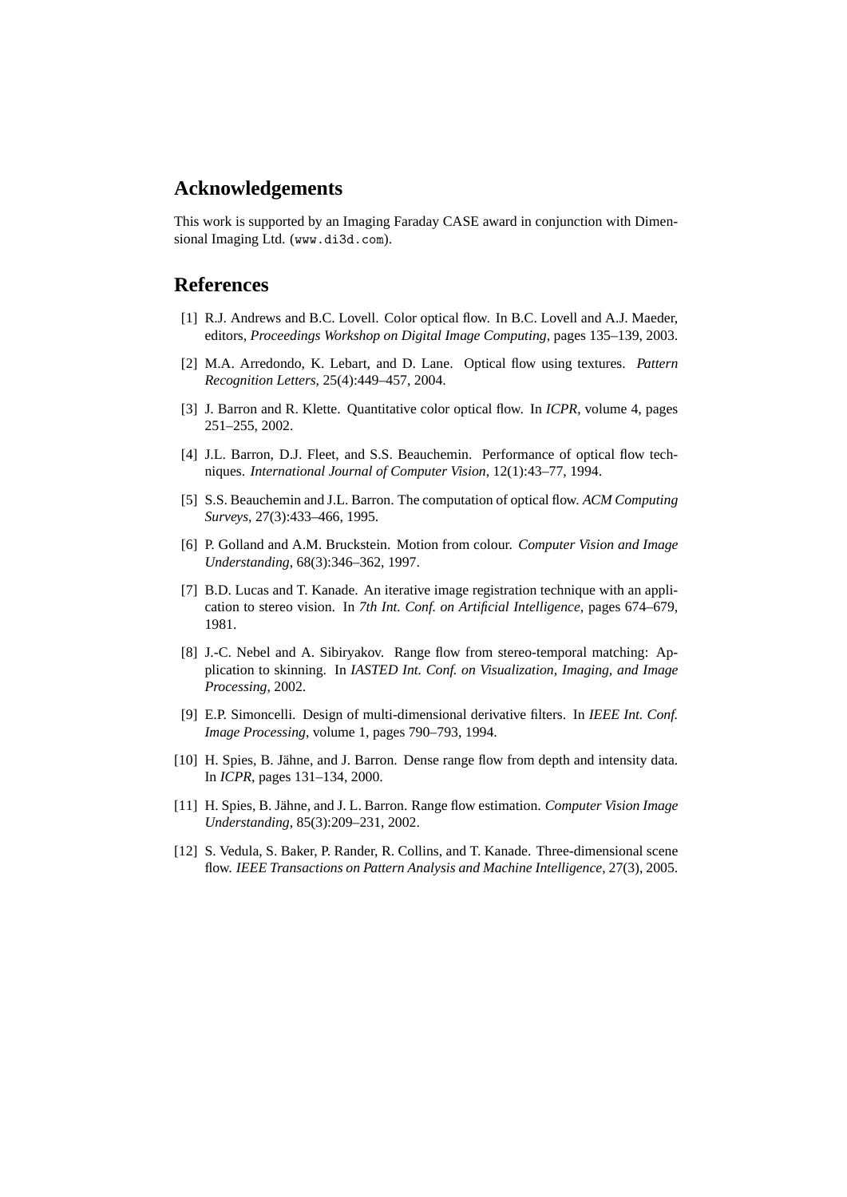## Acknowledgements

This work is supported by an Imaging Faraday CASE award in conjunction with Dimensional Imaging Ltd. (`www.di3d.com`).

## References

[1] R.J. Andrews and B.C. Lovell. Color optical flow. In B.C. Lovell and A.J. Maeder, editors, *Proceedings Workshop on Digital Image Computing*, pages 135–139, 2003.

[2] M.A. Arredondo, K. Lebart, and D. Lane. Optical flow using textures. *Pattern Recognition Letters*, 25(4):449–457, 2004.

[3] J. Barron and R. Klette. Quantitative color optical flow. In *ICPR*, volume 4, pages 251–255, 2002.

[4] J.L. Barron, D.J. Fleet, and S.S. Beauchemin. Performance of optical flow techniques. *International Journal of Computer Vision*, 12(1):43–77, 1994.

[5] S.S. Beauchemin and J.L. Barron. The computation of optical flow. *ACM Computing Surveys*, 27(3):433–466, 1995.

[6] P. Golland and A.M. Bruckstein. Motion from colour. *Computer Vision and Image Understanding*, 68(3):346–362, 1997.

[7] B.D. Lucas and T. Kanade. An iterative image registration technique with an application to stereo vision. In *7th Int. Conf. on Artificial Intelligence*, pages 674–679, 1981.

[8] J.-C. Nebel and A. Sibiryakov. Range flow from stereo-temporal matching: Application to skinning. In *IASTED Int. Conf. on Visualization, Imaging, and Image Processing*, 2002.

[9] E.P. Simoncelli. Design of multi-dimensional derivative filters. In *IEEE Int. Conf. Image Processing*, volume 1, pages 790–793, 1994.

[10] H. Spies, B. Jähne, and J. Barron. Dense range flow from depth and intensity data. In *ICPR*, pages 131–134, 2000.

[11] H. Spies, B. Jähne, and J. L. Barron. Range flow estimation. *Computer Vision Image Understanding*, 85(3):209–231, 2002.

[12] S. Vedula, S. Baker, P. Rander, R. Collins, and T. Kanade. Three-dimensional scene flow. *IEEE Transactions on Pattern Analysis and Machine Intelligence*, 27(3), 2005.